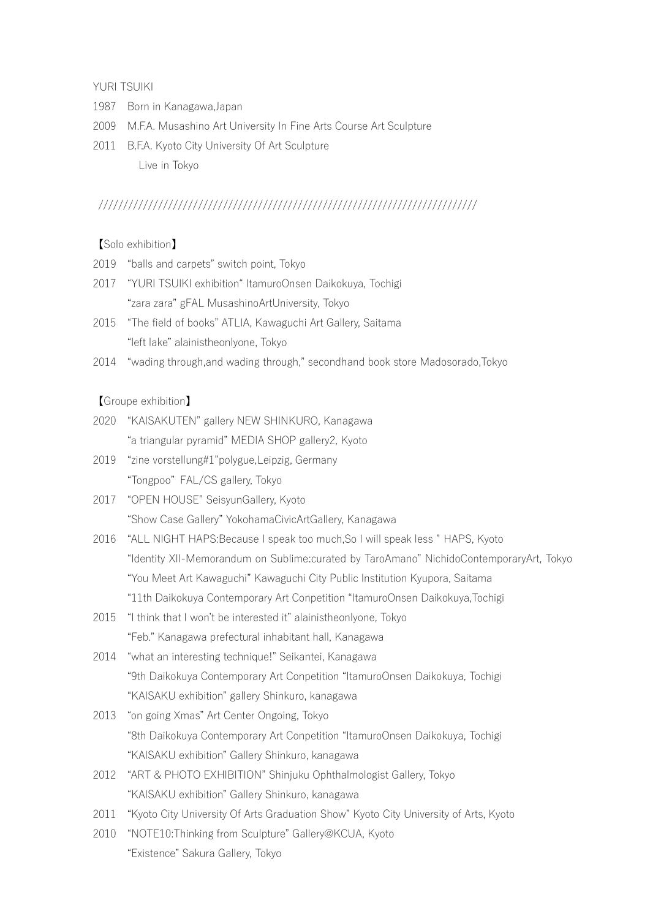YURI TSUIKI

1987　Born in Kanagawa,Japan

2009　M.F.A. Musashino Art University In Fine Arts Course Art Sculpture

2011　B.F.A. Kyoto City University Of Art Sculpture

　　　Live in Tokyo

////////////////////////////////////////////////////////////////////////////////

【Solo exhibition】

2019　“balls and carpets” switch point, Tokyo

2017　“YURI TSUIKI exhibition“ ItamuroOnsen Daikokuya, Tochigi

　　　“zara zara” gFAL MusashinoArtUniversity, Tokyo

2015　“The field of books” ATLIA, Kawaguchi Art Gallery, Saitama

　　　“left lake” alainistheonlyone, Tokyo

2014　“wading through,and wading through,” secondhand book store Madosorado,Tokyo

【Groupe exhibition】

2020　“KAISAKUTEN” gallery NEW SHINKURO, Kanagawa

　　　“a triangular pyramid” MEDIA SHOP gallery2, Kyoto

2019　“zine vorstellung#1”polygue,Leipzig, Germany

　　　“Tongpoo” FAL/CS gallery, Tokyo

2017　“OPEN HOUSE” SeisyunGallery, Kyoto

　　　“Show Case Gallery” YokohamaCivicArtGallery, Kanagawa

2016　“ALL NIGHT HAPS:Because I speak too much,So I will speak less ” HAPS, Kyoto

　　　“Identity XII-Memorandum on Sublime:curated by TaroAmano” NichidoContemporaryArt, Tokyo

　　　“You Meet Art Kawaguchi” Kawaguchi City Public Institution Kyupora, Saitama

　　　“11th Daikokuya Contemporary Art Conpetition “ItamuroOnsen Daikokuya,Tochigi

2015　“I think that I won’t be interested it” alainistheonlyone, Tokyo

　　　“Feb.” Kanagawa prefectural inhabitant hall, Kanagawa

2014　“what an interesting technique!” Seikantei, Kanagawa

　　　“9th Daikokuya Contemporary Art Conpetition “ItamuroOnsen Daikokuya, Tochigi

　　　“KAISAKU exhibition” gallery Shinkuro, kanagawa

2013　“on going Xmas” Art Center Ongoing, Tokyo

　　　“8th Daikokuya Contemporary Art Conpetition “ItamuroOnsen Daikokuya, Tochigi

　　　“KAISAKU exhibition” Gallery Shinkuro, kanagawa

2012　“ART & PHOTO EXHIBITION” Shinjuku Ophthalmologist Gallery, Tokyo

　　　“KAISAKU exhibition” Gallery Shinkuro, kanagawa

2011　“Kyoto City University Of Arts Graduation Show” Kyoto City University of Arts, Kyoto

2010　“NOTE10:Thinking from Sculpture” Gallery@KCUA, Kyoto

　　　“Existence” Sakura Gallery, Tokyo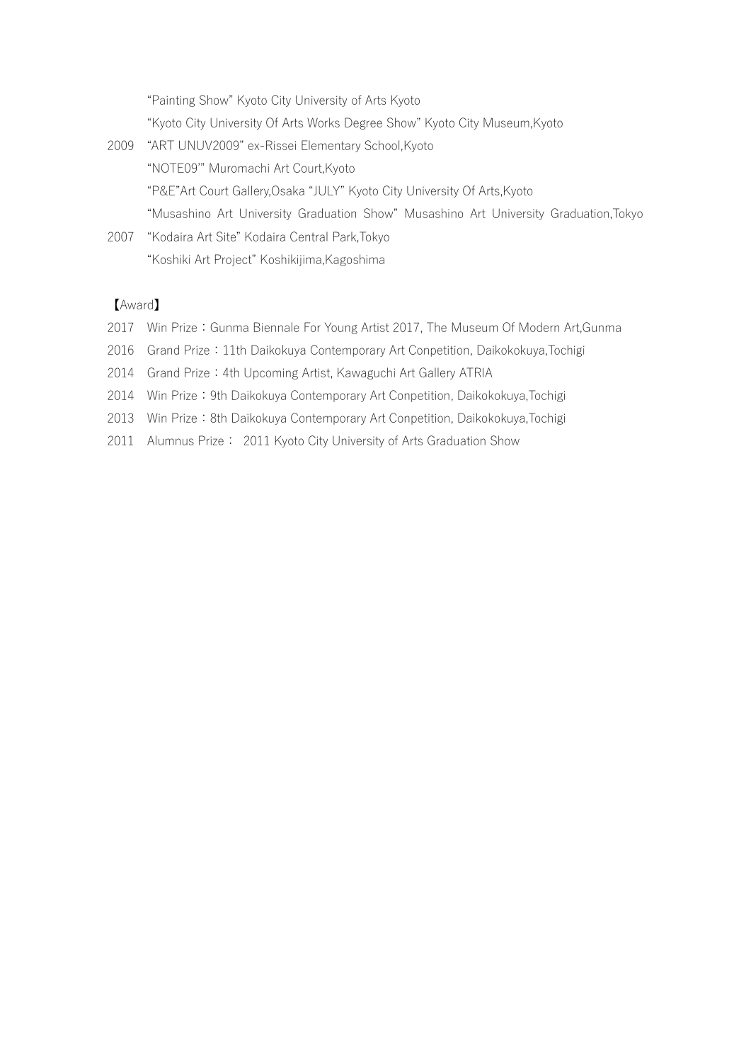"Painting Show" Kyoto City University of Arts Kyoto

"Kyoto City University Of Arts Works Degree Show" Kyoto City Museum,Kyoto

2009 "ART UNUV2009" ex-Rissei Elementary School,Kyoto

"NOTE09'" Muromachi Art Court,Kyoto

"P&E"Art Court Gallery,Osaka "JULY" Kyoto City University Of Arts,Kyoto

"Musashino Art University Graduation Show" Musashino Art University Graduation,Tokyo

2007 "Kodaira Art Site" Kodaira Central Park,Tokyo

"Koshiki Art Project" Koshikijima,Kagoshima

【Award】

2017 Win Prize：Gunma Biennale For Young Artist 2017, The Museum Of Modern Art,Gunma

2016 Grand Prize：11th Daikokuya Contemporary Art Conpetition, Daikokokuya,Tochigi

2014 Grand Prize：4th Upcoming Artist, Kawaguchi Art Gallery ATRIA

2014 Win Prize：9th Daikokuya Contemporary Art Conpetition, Daikokokuya,Tochigi

2013 Win Prize：8th Daikokuya Contemporary Art Conpetition, Daikokokuya,Tochigi

2011 Alumnus Prize： 2011 Kyoto City University of Arts Graduation Show